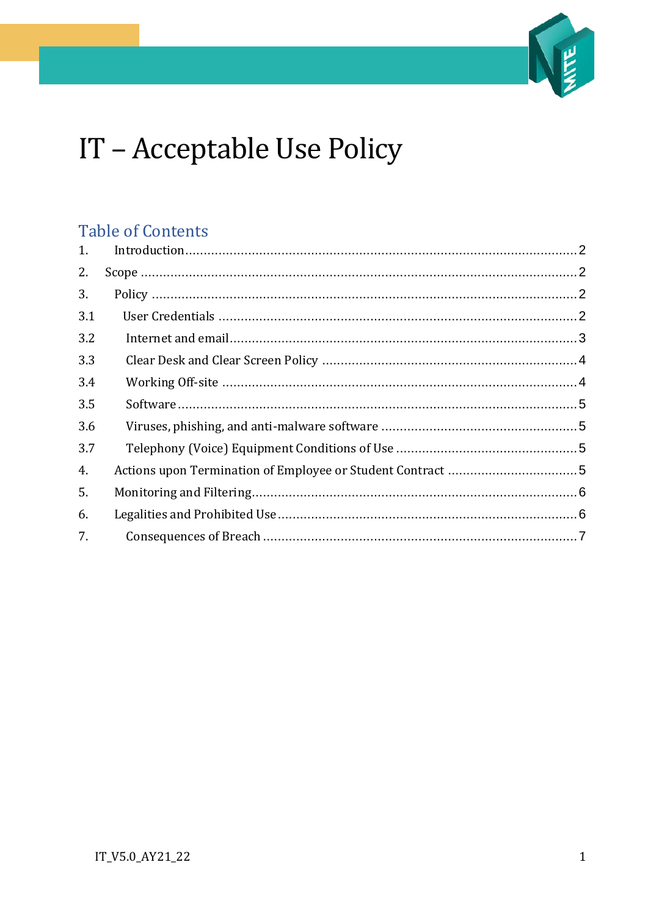# IT – Acceptable Use Policy

## Table of Contents

1. Introduction.......................................................2
2. Scope.......................................................2
3. Policy.......................................................2
3.1 User Credentials.......................................................2
3.2 Internet and email.......................................................3
3.3 Clear Desk and Clear Screen Policy.......................................................4
3.4 Working Off-site.......................................................4
3.5 Software.......................................................5
3.6 Viruses, phishing, and anti-malware software.......................................................5
3.7 Telephony (Voice) Equipment Conditions of Use.......................................................5
4. Actions upon Termination of Employee or Student Contract.......................................................5
5. Monitoring and Filtering.......................................................6
6. Legalities and Prohibited Use.......................................................6
7. Consequences of Breach.......................................................7

IT_V5.0_AY21_22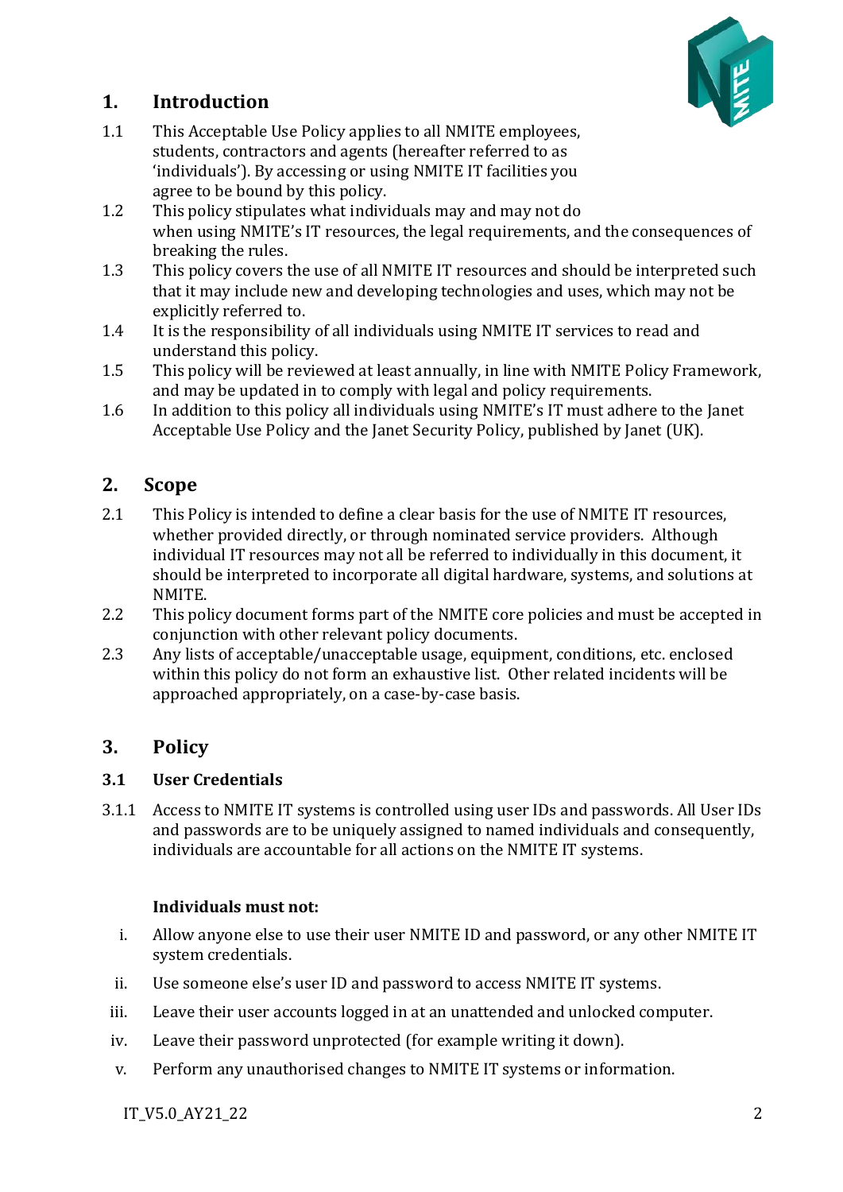## 1. Introduction

1.1 This Acceptable Use Policy applies to all NMITE employees, students, contractors and agents (hereafter referred to as 'individuals'). By accessing or using NMITE IT facilities you agree to be bound by this policy.

1.2 This policy stipulates what individuals may and may not do when using NMITE's IT resources, the legal requirements, and the consequences of breaking the rules.

1.3 This policy covers the use of all NMITE IT resources and should be interpreted such that it may include new and developing technologies and uses, which may not be explicitly referred to.

1.4 It is the responsibility of all individuals using NMITE IT services to read and understand this policy.

1.5 This policy will be reviewed at least annually, in line with NMITE Policy Framework, and may be updated in to comply with legal and policy requirements.

1.6 In addition to this policy all individuals using NMITE's IT must adhere to the Janet Acceptable Use Policy and the Janet Security Policy, published by Janet (UK).

## 2. Scope

2.1 This Policy is intended to define a clear basis for the use of NMITE IT resources, whether provided directly, or through nominated service providers. Although individual IT resources may not all be referred to individually in this document, it should be interpreted to incorporate all digital hardware, systems, and solutions at NMITE.

2.2 This policy document forms part of the NMITE core policies and must be accepted in conjunction with other relevant policy documents.

2.3 Any lists of acceptable/unacceptable usage, equipment, conditions, etc. enclosed within this policy do not form an exhaustive list. Other related incidents will be approached appropriately, on a case-by-case basis.

## 3. Policy

### 3.1 User Credentials

3.1.1 Access to NMITE IT systems is controlled using user IDs and passwords. All User IDs and passwords are to be uniquely assigned to named individuals and consequently, individuals are accountable for all actions on the NMITE IT systems.

**Individuals must not:**

i. Allow anyone else to use their user NMITE ID and password, or any other NMITE IT system credentials.

ii. Use someone else's user ID and password to access NMITE IT systems.

iii. Leave their user accounts logged in at an unattended and unlocked computer.

iv. Leave their password unprotected (for example writing it down).

v. Perform any unauthorised changes to NMITE IT systems or information.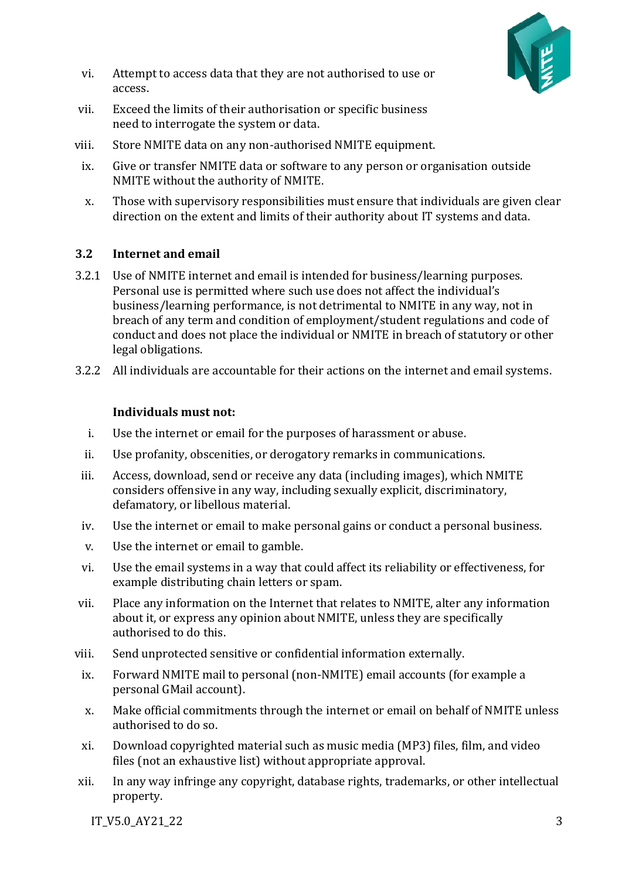vi. Attempt to access data that they are not authorised to use or access.

vii. Exceed the limits of their authorisation or specific business need to interrogate the system or data.

viii. Store NMITE data on any non-authorised NMITE equipment.

ix. Give or transfer NMITE data or software to any person or organisation outside NMITE without the authority of NMITE.

x. Those with supervisory responsibilities must ensure that individuals are given clear direction on the extent and limits of their authority about IT systems and data.

### 3.2 Internet and email

3.2.1 Use of NMITE internet and email is intended for business/learning purposes. Personal use is permitted where such use does not affect the individual's business/learning performance, is not detrimental to NMITE in any way, not in breach of any term and condition of employment/student regulations and code of conduct and does not place the individual or NMITE in breach of statutory or other legal obligations.

3.2.2 All individuals are accountable for their actions on the internet and email systems.

**Individuals must not:**

i. Use the internet or email for the purposes of harassment or abuse.

ii. Use profanity, obscenities, or derogatory remarks in communications.

iii. Access, download, send or receive any data (including images), which NMITE considers offensive in any way, including sexually explicit, discriminatory, defamatory, or libellous material.

iv. Use the internet or email to make personal gains or conduct a personal business.

v. Use the internet or email to gamble.

vi. Use the email systems in a way that could affect its reliability or effectiveness, for example distributing chain letters or spam.

vii. Place any information on the Internet that relates to NMITE, alter any information about it, or express any opinion about NMITE, unless they are specifically authorised to do this.

viii. Send unprotected sensitive or confidential information externally.

ix. Forward NMITE mail to personal (non-NMITE) email accounts (for example a personal GMail account).

x. Make official commitments through the internet or email on behalf of NMITE unless authorised to do so.

xi. Download copyrighted material such as music media (MP3) files, film, and video files (not an exhaustive list) without appropriate approval.

xii. In any way infringe any copyright, database rights, trademarks, or other intellectual property.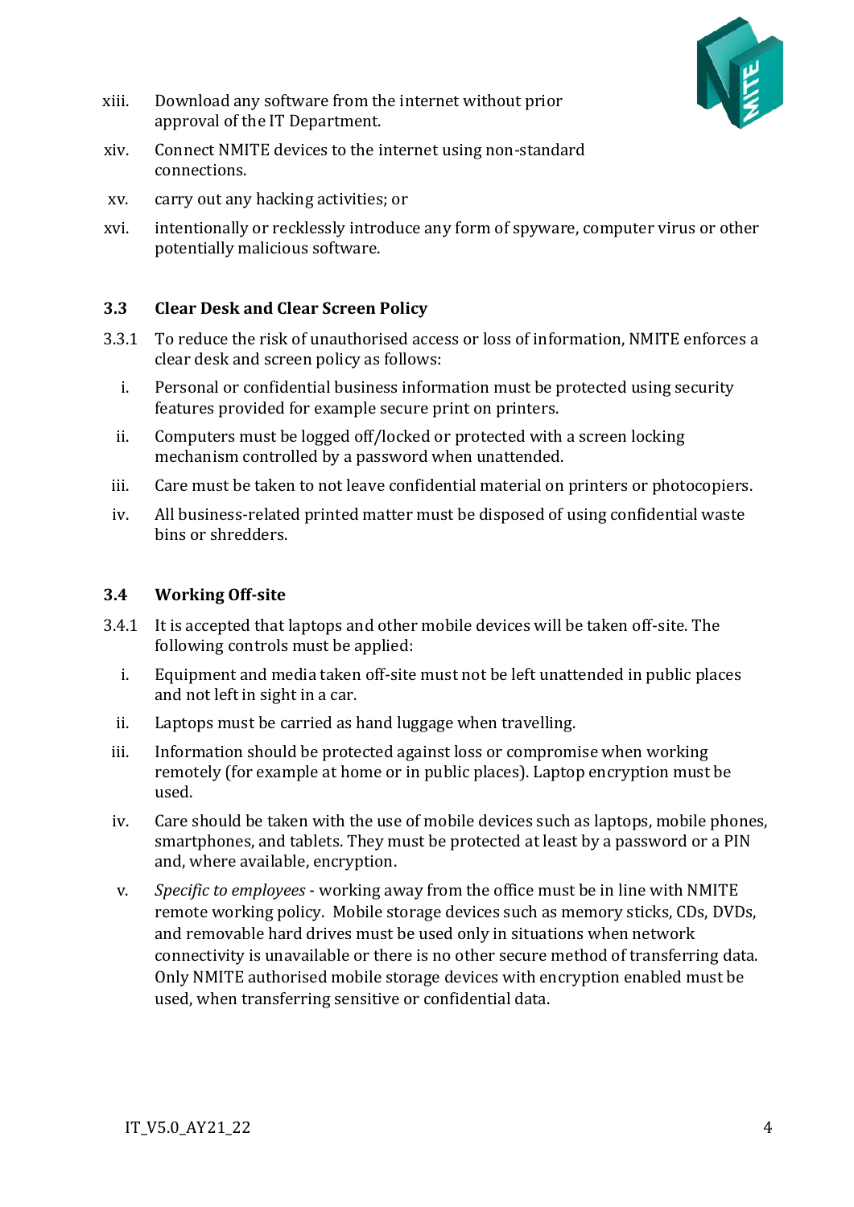xiii. Download any software from the internet without prior approval of the IT Department.

xiv. Connect NMITE devices to the internet using non-standard connections.

xv. carry out any hacking activities; or

xvi. intentionally or recklessly introduce any form of spyware, computer virus or other potentially malicious software.

### 3.3 Clear Desk and Clear Screen Policy

3.3.1 To reduce the risk of unauthorised access or loss of information, NMITE enforces a clear desk and screen policy as follows:

i. Personal or confidential business information must be protected using security features provided for example secure print on printers.

ii. Computers must be logged off/locked or protected with a screen locking mechanism controlled by a password when unattended.

iii. Care must be taken to not leave confidential material on printers or photocopiers.

iv. All business-related printed matter must be disposed of using confidential waste bins or shredders.

### 3.4 Working Off-site

3.4.1 It is accepted that laptops and other mobile devices will be taken off-site. The following controls must be applied:

i. Equipment and media taken off-site must not be left unattended in public places and not left in sight in a car.

ii. Laptops must be carried as hand luggage when travelling.

iii. Information should be protected against loss or compromise when working remotely (for example at home or in public places). Laptop encryption must be used.

iv. Care should be taken with the use of mobile devices such as laptops, mobile phones, smartphones, and tablets. They must be protected at least by a password or a PIN and, where available, encryption.

v. *Specific to employees* - working away from the office must be in line with NMITE remote working policy. Mobile storage devices such as memory sticks, CDs, DVDs, and removable hard drives must be used only in situations when network connectivity is unavailable or there is no other secure method of transferring data. Only NMITE authorised mobile storage devices with encryption enabled must be used, when transferring sensitive or confidential data.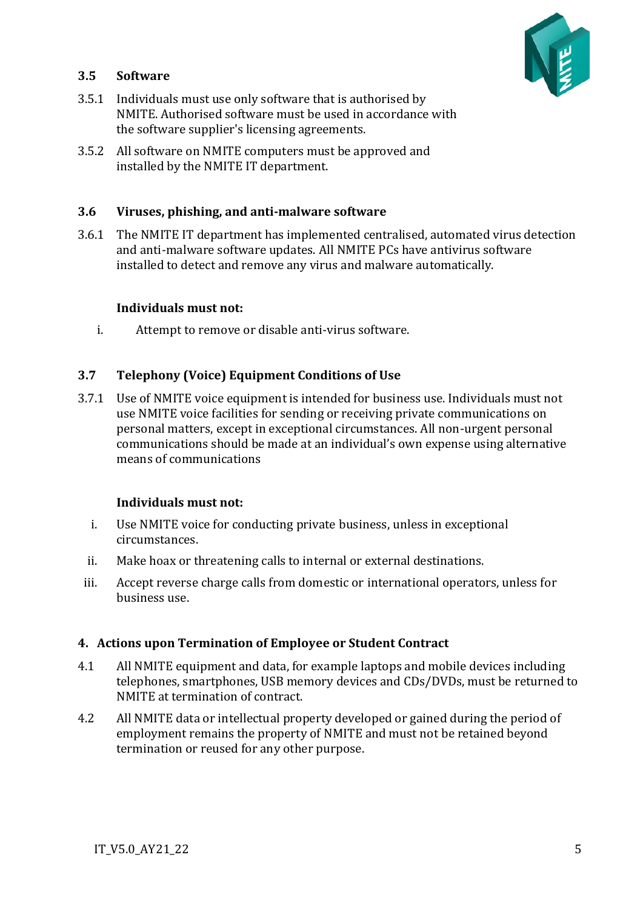### 3.5 Software

3.5.1 Individuals must use only software that is authorised by NMITE. Authorised software must be used in accordance with the software supplier's licensing agreements.

3.5.2 All software on NMITE computers must be approved and installed by the NMITE IT department.

### 3.6 Viruses, phishing, and anti-malware software

3.6.1 The NMITE IT department has implemented centralised, automated virus detection and anti-malware software updates. All NMITE PCs have antivirus software installed to detect and remove any virus and malware automatically.

**Individuals must not:**

i. Attempt to remove or disable anti-virus software.

### 3.7 Telephony (Voice) Equipment Conditions of Use

3.7.1 Use of NMITE voice equipment is intended for business use. Individuals must not use NMITE voice facilities for sending or receiving private communications on personal matters, except in exceptional circumstances. All non-urgent personal communications should be made at an individual's own expense using alternative means of communications

**Individuals must not:**

i. Use NMITE voice for conducting private business, unless in exceptional circumstances.

ii. Make hoax or threatening calls to internal or external destinations.

iii. Accept reverse charge calls from domestic or international operators, unless for business use.

## 4. Actions upon Termination of Employee or Student Contract

4.1 All NMITE equipment and data, for example laptops and mobile devices including telephones, smartphones, USB memory devices and CDs/DVDs, must be returned to NMITE at termination of contract.

4.2 All NMITE data or intellectual property developed or gained during the period of employment remains the property of NMITE and must not be retained beyond termination or reused for any other purpose.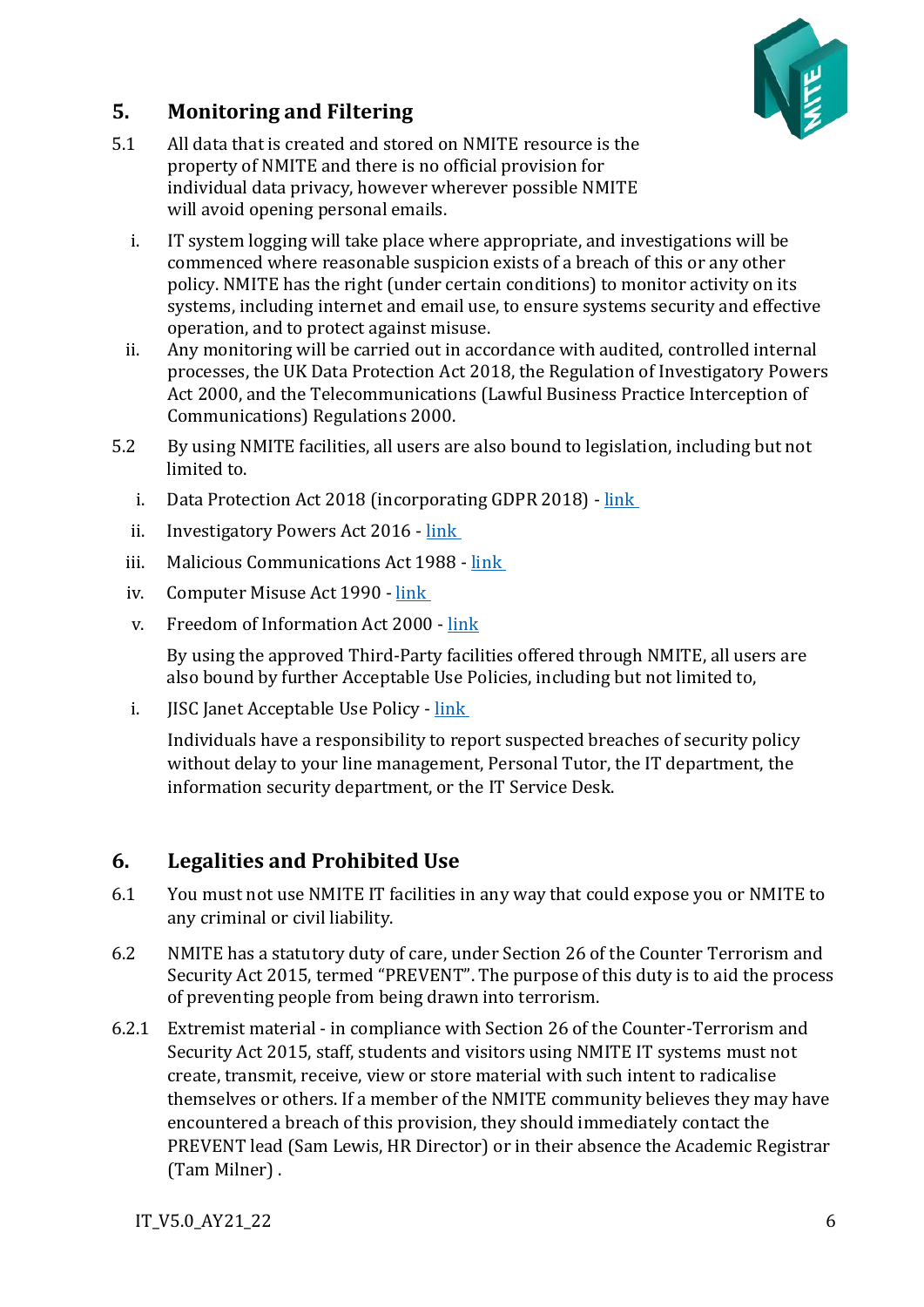## 5. Monitoring and Filtering

5.1 All data that is created and stored on NMITE resource is the property of NMITE and there is no official provision for individual data privacy, however wherever possible NMITE will avoid opening personal emails.

i. IT system logging will take place where appropriate, and investigations will be commenced where reasonable suspicion exists of a breach of this or any other policy. NMITE has the right (under certain conditions) to monitor activity on its systems, including internet and email use, to ensure systems security and effective operation, and to protect against misuse.

ii. Any monitoring will be carried out in accordance with audited, controlled internal processes, the UK Data Protection Act 2018, the Regulation of Investigatory Powers Act 2000, and the Telecommunications (Lawful Business Practice Interception of Communications) Regulations 2000.

5.2 By using NMITE facilities, all users are also bound to legislation, including but not limited to.

i. Data Protection Act 2018 (incorporating GDPR 2018) - link

ii. Investigatory Powers Act 2016 - link

iii. Malicious Communications Act 1988 - link

iv. Computer Misuse Act 1990 - link

v. Freedom of Information Act 2000 - link

By using the approved Third-Party facilities offered through NMITE, all users are also bound by further Acceptable Use Policies, including but not limited to,

i. JISC Janet Acceptable Use Policy - link

Individuals have a responsibility to report suspected breaches of security policy without delay to your line management, Personal Tutor, the IT department, the information security department, or the IT Service Desk.

## 6. Legalities and Prohibited Use

6.1 You must not use NMITE IT facilities in any way that could expose you or NMITE to any criminal or civil liability.

6.2 NMITE has a statutory duty of care, under Section 26 of the Counter Terrorism and Security Act 2015, termed "PREVENT". The purpose of this duty is to aid the process of preventing people from being drawn into terrorism.

6.2.1 Extremist material - in compliance with Section 26 of the Counter-Terrorism and Security Act 2015, staff, students and visitors using NMITE IT systems must not create, transmit, receive, view or store material with such intent to radicalise themselves or others. If a member of the NMITE community believes they may have encountered a breach of this provision, they should immediately contact the PREVENT lead (Sam Lewis, HR Director) or in their absence the Academic Registrar (Tam Milner) .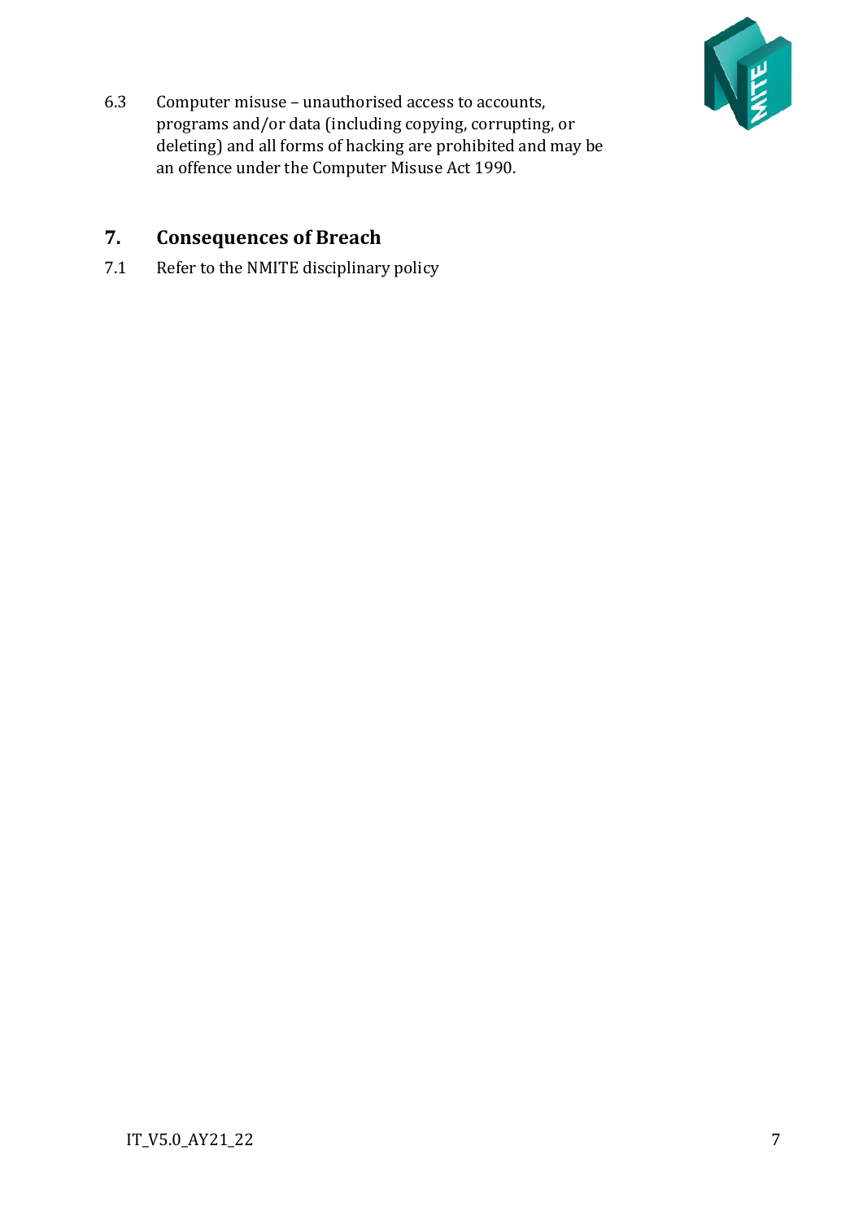6.3 Computer misuse – unauthorised access to accounts, programs and/or data (including copying, corrupting, or deleting) and all forms of hacking are prohibited and may be an offence under the Computer Misuse Act 1990.

## 7. Consequences of Breach

7.1 Refer to the NMITE disciplinary policy